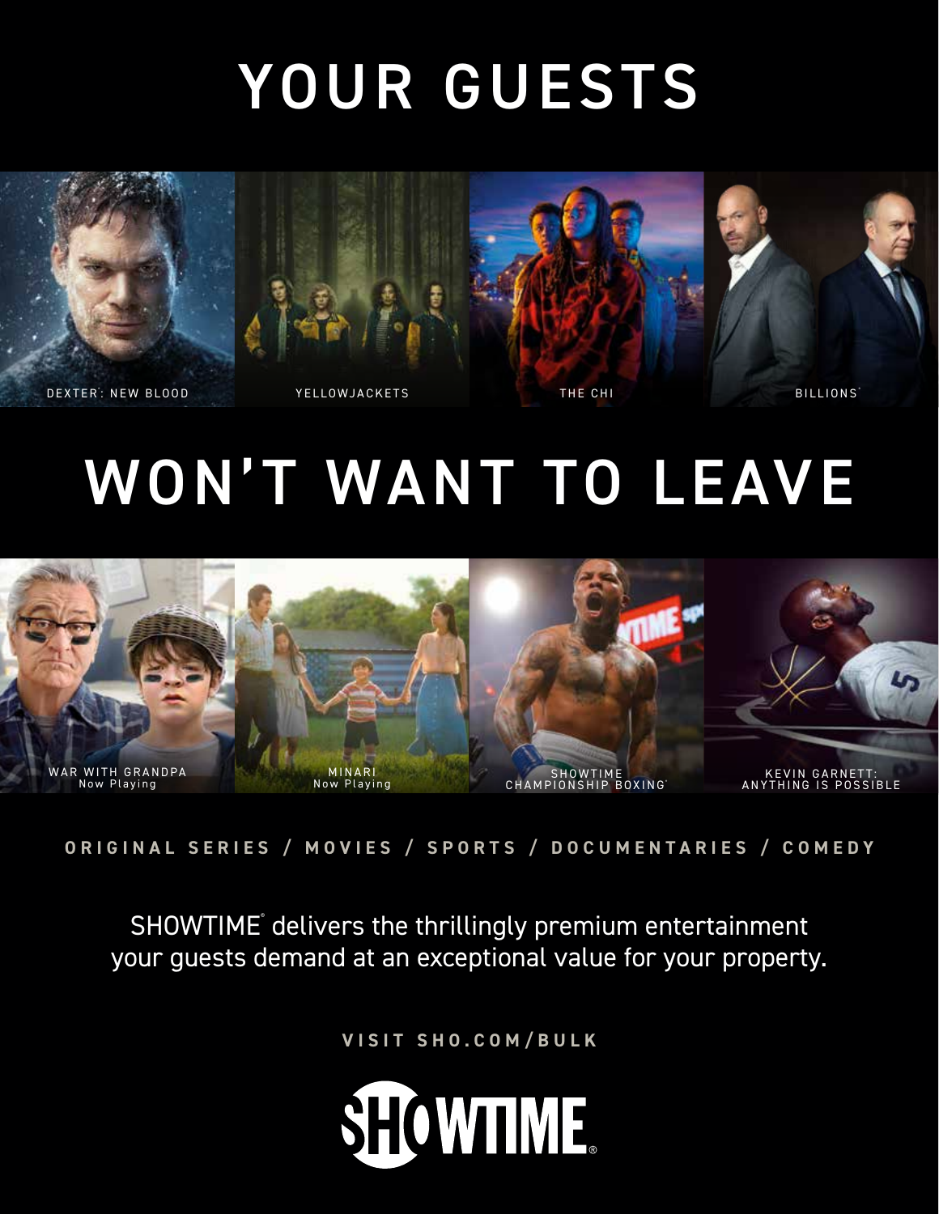# YOUR GUESTS

DEXTER: NEW BLOOD

YELLOWJACKETS

THE CHI

BILLIONS

# WON'T WANT TO LEAVE

WAR WITH GRANDPA
Now Playing

MINARI
Now Playing

SHOWTIME CHAMPIONSHIP BOXING

KEVIN GARNETT: ANYTHING IS POSSIBLE

**ORIGINAL SERIES / MOVIES / SPORTS / DOCUMENTARIES / COMEDY**

SHOWTIME delivers the thrillingly premium entertainment your guests demand at an exceptional value for your property.

**VISIT SHO.COM/BULK**

SHOWTIME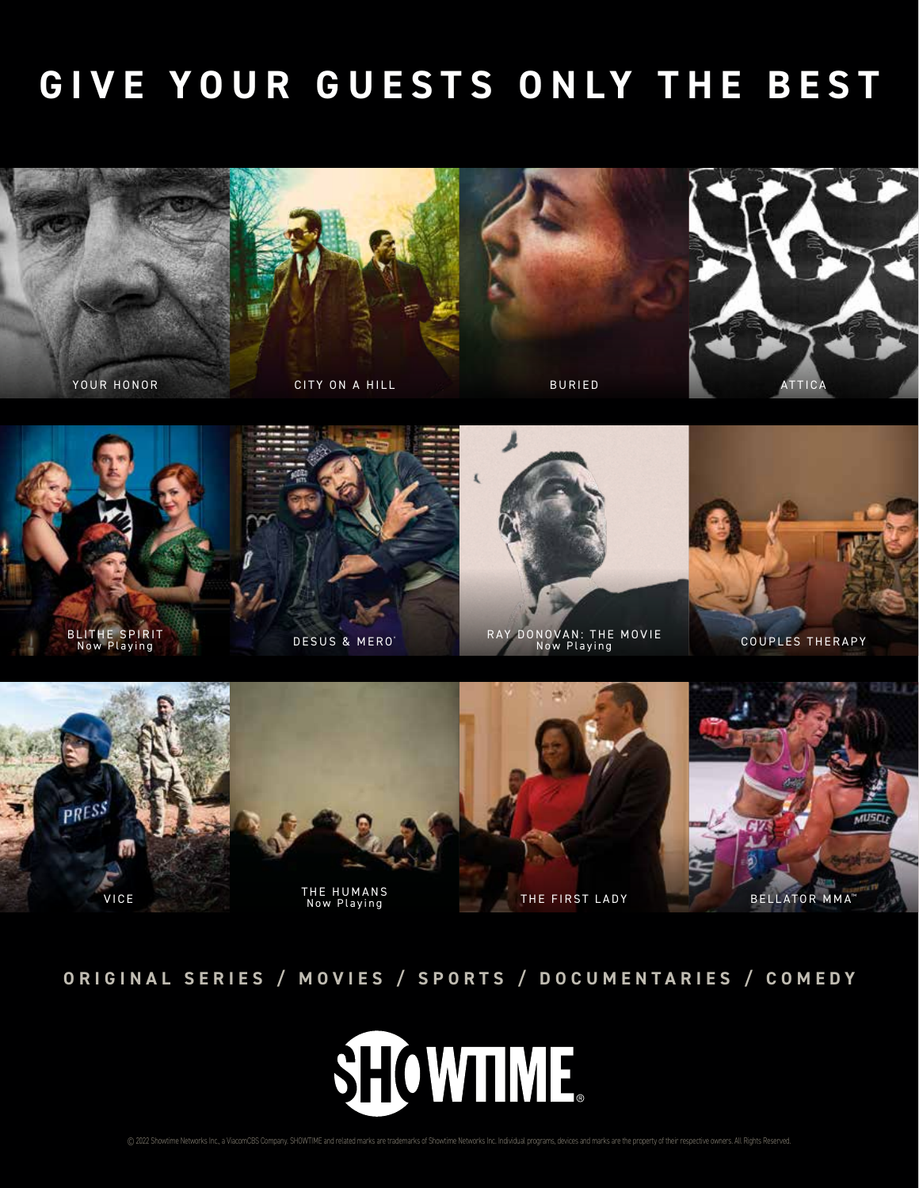# GIVE YOUR GUESTS ONLY THE BEST

YOUR HONOR

CITY ON A HILL

BURIED

ATTICA

BLITHE SPIRIT
Now Playing

DESUS & MERO

RAY DONOVAN: THE MOVIE
Now Playing

COUPLES THERAPY

VICE

THE HUMANS
Now Playing

THE FIRST LADY

BELLATOR MMA™

**ORIGINAL SERIES / MOVIES / SPORTS / DOCUMENTARIES / COMEDY**

SHOWTIME®

© 2022 Showtime Networks Inc., a ViacomCBS Company. SHOWTIME and related marks are trademarks of Showtime Networks Inc. Individual programs, devices and marks are the property of their respective owners. All Rights Reserved.